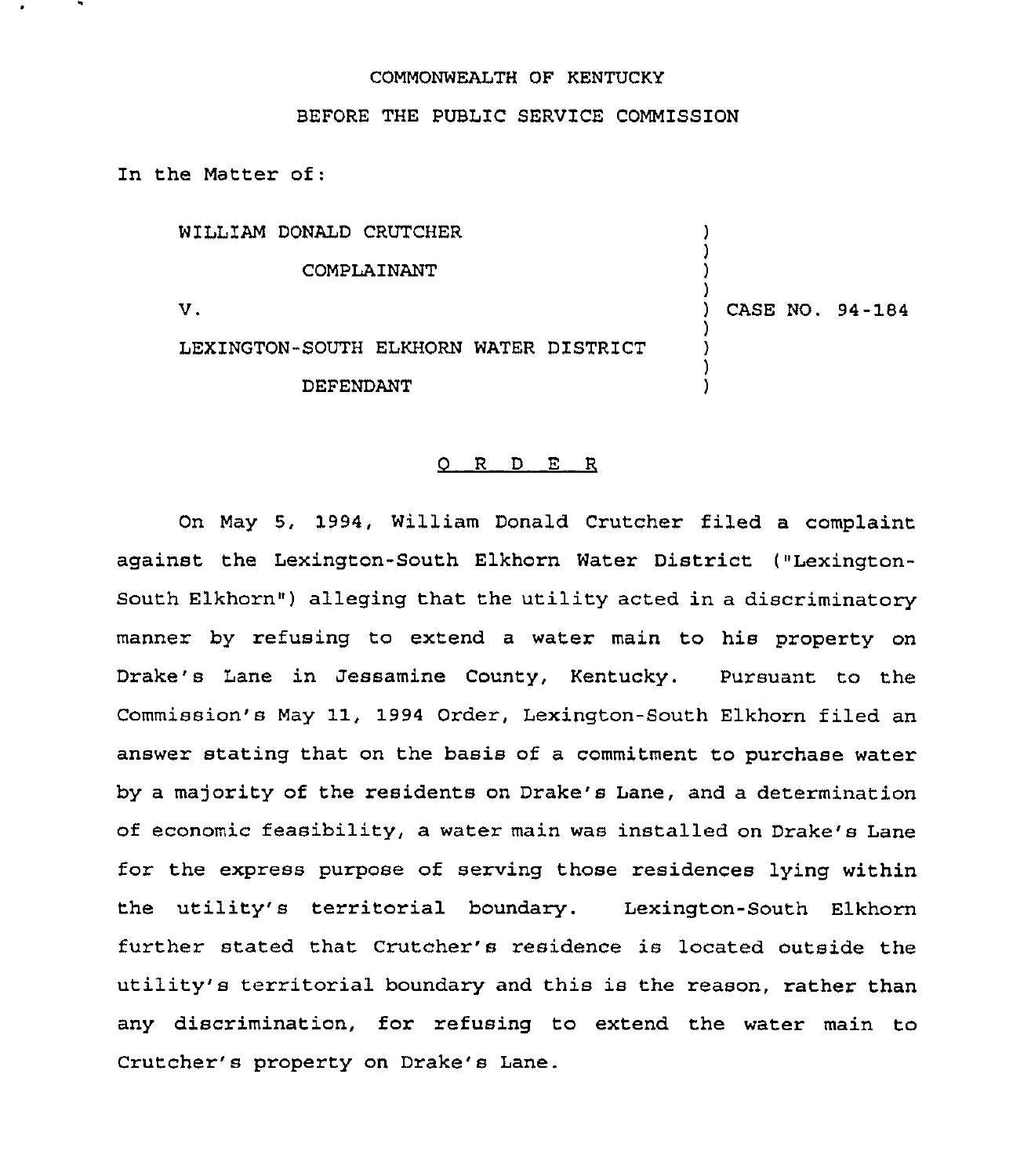COMMONWEALTH OF KENTUCKY

BEFORE THE PUBLIC SERVICE COMMISSION

In the Matter of:

| | | |
|---|---|---|
| WILLIAM DONALD CRUTCHER | ) | |
| COMPLAINANT | ) | |
| V. | ) | CASE NO. 94-184 |
| LEXINGTON-SOUTH ELKHORN WATER DISTRICT | ) | |
| DEFENDANT | ) | |

O R D E R

On May 5, 1994, William Donald Crutcher filed a complaint against the Lexington-South Elkhorn Water District ("Lexington-South Elkhorn") alleging that the utility acted in a discriminatory manner by refusing to extend a water main to his property on Drake's Lane in Jessamine County, Kentucky. Pursuant to the Commission's May 11, 1994 Order, Lexington-South Elkhorn filed an answer stating that on the basis of a commitment to purchase water by a majority of the residents on Drake's Lane, and a determination of economic feasibility, a water main was installed on Drake's Lane for the express purpose of serving those residences lying within the utility's territorial boundary. Lexington-South Elkhorn further stated that Crutcher's residence is located outside the utility's territorial boundary and this is the reason, rather than any discrimination, for refusing to extend the water main to Crutcher's property on Drake's Lane.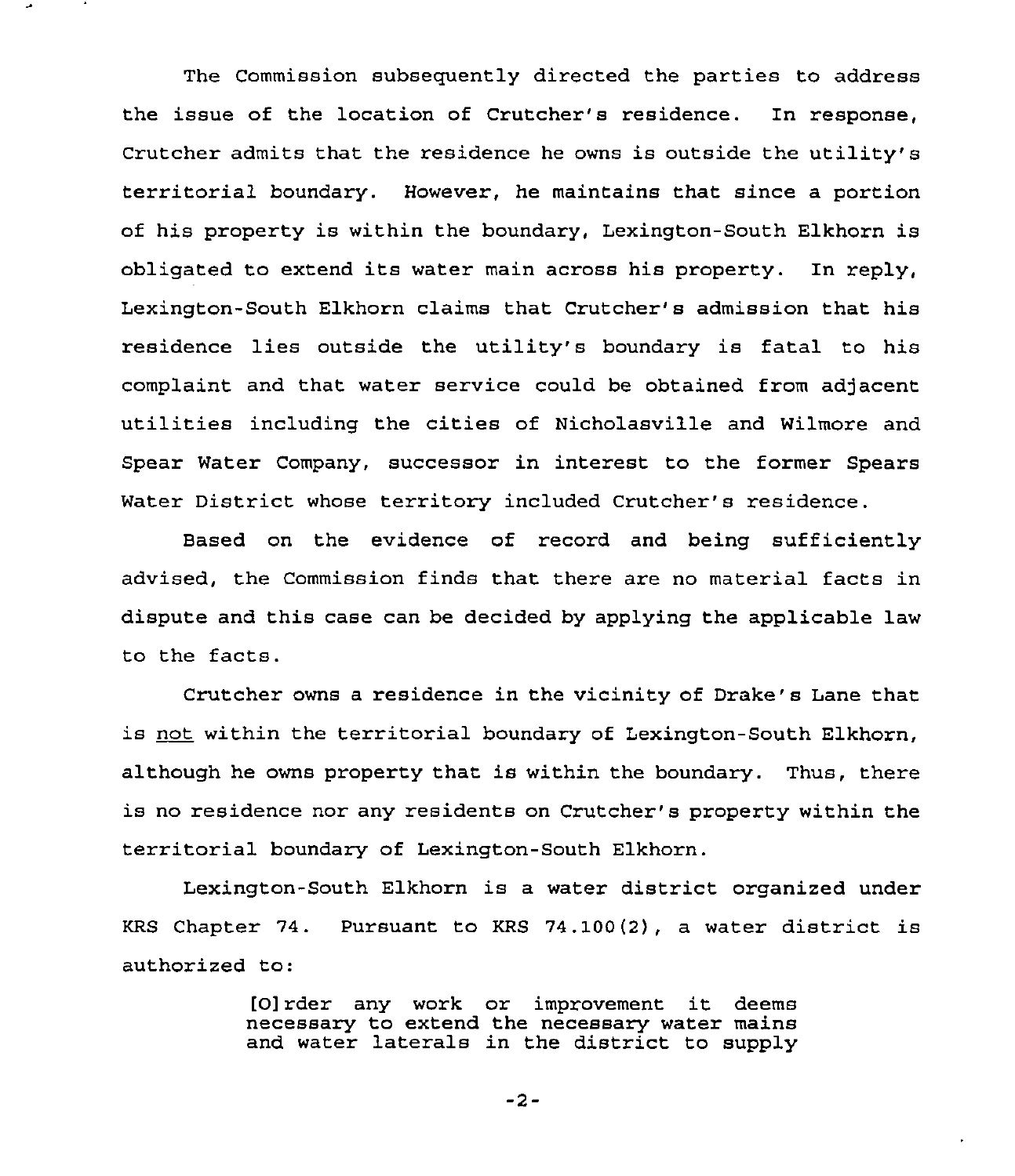The Commission subsequently directed the parties to address the issue of the location of Crutcher's residence. In response, Crutcher admits that the residence he owns is outside the utility's territorial boundary. However, he maintains that since a portion of his property is within the boundary, Lexington-South Elkhorn is obligated to extend its water main across his property. In reply, Lexington-South Elkhorn claims that Crutcher's admission that his residence lies outside the utility's boundary is fatal to his complaint and that water service could be obtained from adjacent utilities including the cities of Nicholasville and Wilmore and Spear Water Company, successor in interest to the former Spears Water District whose territory included Crutcher's residence.

Based on the evidence of record and being sufficiently advised, the Commission finds that there are no material facts in dispute and this case can be decided by applying the applicable law to the facts.

Crutcher owns a residence in the vicinity of Drake's Lane that is <u>not</u> within the territorial boundary of Lexington-South Elkhorn, although he owns property that is within the boundary. Thus, there is no residence nor any residents on Crutcher's property within the territorial boundary of Lexington-South Elkhorn.

Lexington-South Elkhorn is a water district organized under KRS Chapter 74. Pursuant to KRS 74.100(2), a water district is authorized to:

> [O]rder any work or improvement it deems necessary to extend the necessary water mains and water laterals in the district to supply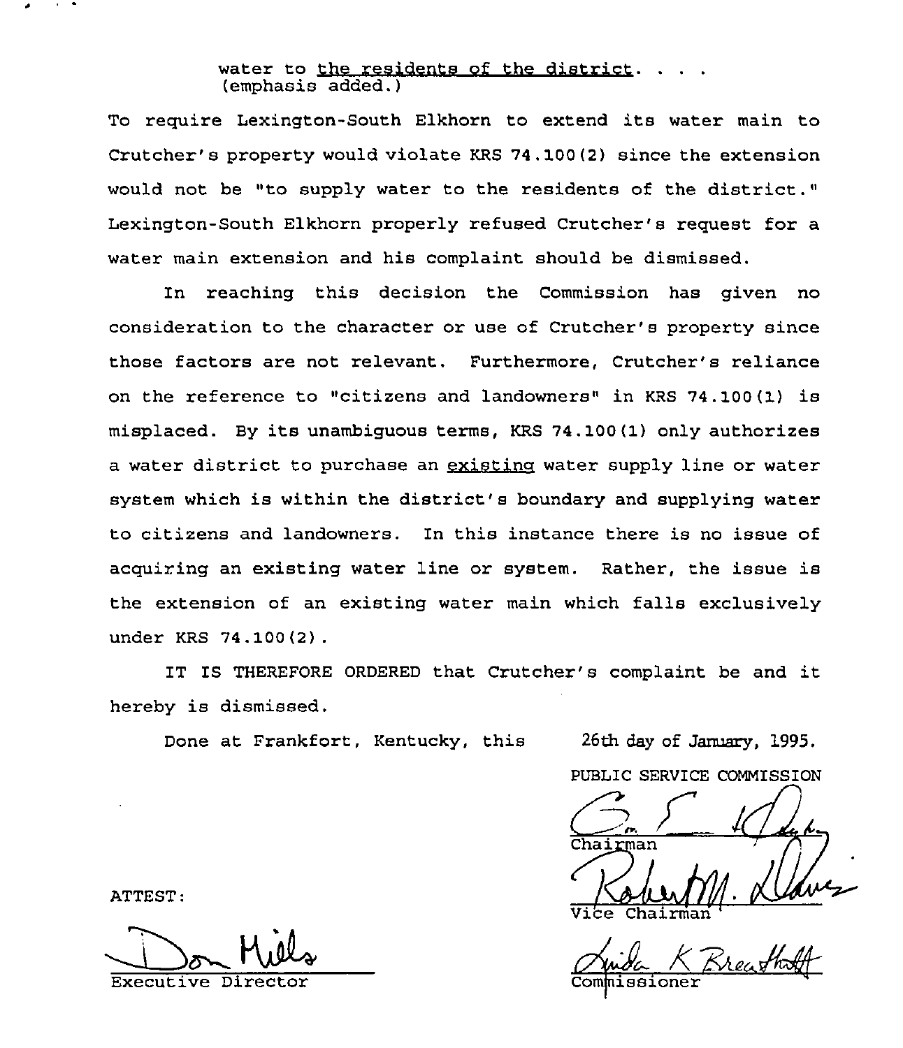water to <u>the residents of the district</u>. . . .
(emphasis added.)

To require Lexington-South Elkhorn to extend its water main to Crutcher's property would violate KRS 74.100(2) since the extension would not be "to supply water to the residents of the district." Lexington-South Elkhorn properly refused Crutcher's request for a water main extension and his complaint should be dismissed.

In reaching this decision the Commission has given no consideration to the character or use of Crutcher's property since those factors are not relevant. Furthermore, Crutcher's reliance on the reference to "citizens and landowners" in KRS 74.100(1) is misplaced. By its unambiguous terms, KRS 74.100(1) only authorizes a water district to purchase an <u>existing</u> water supply line or water system which is within the district's boundary and supplying water to citizens and landowners. In this instance there is no issue of acquiring an existing water line or system. Rather, the issue is the extension of an existing water main which falls exclusively under KRS 74.100(2).

IT IS THEREFORE ORDERED that Crutcher's complaint be and it hereby is dismissed.

Done at Frankfort, Kentucky, this 26th day of January, 1995.

PUBLIC SERVICE COMMISSION

Chairman

Vice Chairman

Commissioner

ATTEST:

Executive Director